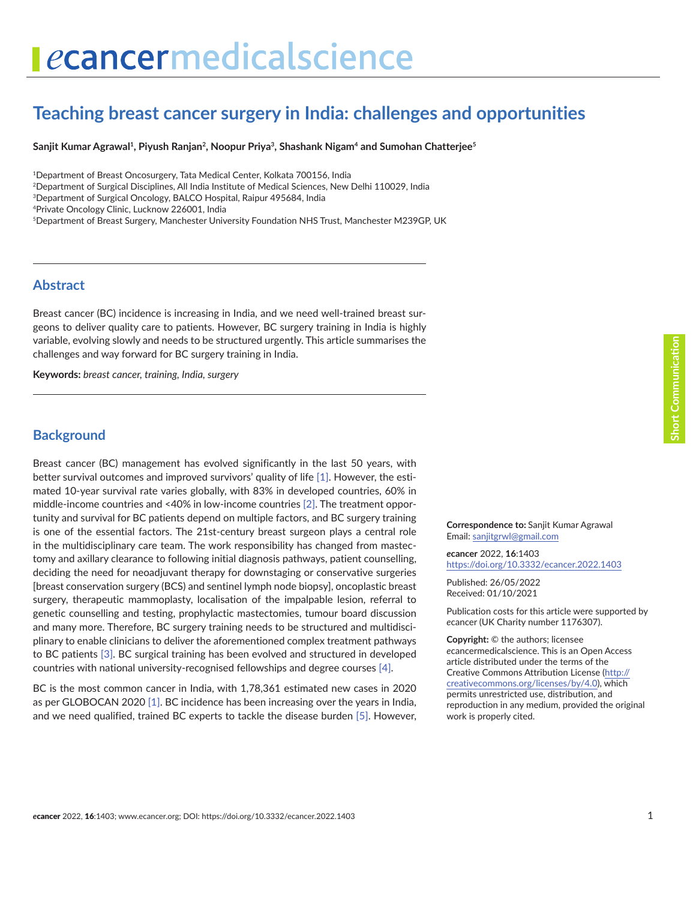# Teaching breast cancer surgery in India: challenges and opportunities

**Sanjit Kumar Agrawal[1], Piyush Ranjan[2], Noopur Priya[3], Shashank Nigam[4] and Sumohan Chatterjee[5]**

[1]Department of Breast Oncosurgery, Tata Medical Center, Kolkata 700156, India
[2]Department of Surgical Disciplines, All India Institute of Medical Sciences, New Delhi 110029, India
[3]Department of Surgical Oncology, BALCO Hospital, Raipur 495684, India
[4]Private Oncology Clinic, Lucknow 226001, India
[5]Department of Breast Surgery, Manchester University Foundation NHS Trust, Manchester M239GP, UK

## Abstract

Breast cancer (BC) incidence is increasing in India, and we need well-trained breast surgeons to deliver quality care to patients. However, BC surgery training in India is highly variable, evolving slowly and needs to be structured urgently. This article summarises the challenges and way forward for BC surgery training in India.

**Keywords:** *breast cancer, training, India, surgery*

**Correspondence to:** Sanjit Kumar Agrawal
Email: sanjitgrwl@gmail.com

*e*cancer 2022, **16**:1403
https://doi.org/10.3332/ecancer.2022.1403

Published: 26/05/2022
Received: 01/10/2021

Publication costs for this article were supported by *e*cancer (UK Charity number 1176307).

**Copyright:** © the authors; licensee *e*cancermedicalscience. This is an Open Access article distributed under the terms of the Creative Commons Attribution License (http://creativecommons.org/licenses/by/4.0), which permits unrestricted use, distribution, and reproduction in any medium, provided the original work is properly cited.

## Background

Breast cancer (BC) management has evolved significantly in the last 50 years, with better survival outcomes and improved survivors' quality of life [1]. However, the estimated 10-year survival rate varies globally, with 83% in developed countries, 60% in middle-income countries and <40% in low-income countries [2]. The treatment opportunity and survival for BC patients depend on multiple factors, and BC surgery training is one of the essential factors. The 21st-century breast surgeon plays a central role in the multidisciplinary care team. The work responsibility has changed from mastectomy and axillary clearance to following initial diagnosis pathways, patient counselling, deciding the need for neoadjuvant therapy for downstaging or conservative surgeries [breast conservation surgery (BCS) and sentinel lymph node biopsy], oncoplastic breast surgery, therapeutic mammoplasty, localisation of the impalpable lesion, referral to genetic counselling and testing, prophylactic mastectomies, tumour board discussion and many more. Therefore, BC surgery training needs to be structured and multidisciplinary to enable clinicians to deliver the aforementioned complex treatment pathways to BC patients [3]. BC surgical training has been evolved and structured in developed countries with national university-recognised fellowships and degree courses [4].

BC is the most common cancer in India, with 1,78,361 estimated new cases in 2020 as per GLOBOCAN 2020 [1]. BC incidence has been increasing over the years in India, and we need qualified, trained BC experts to tackle the disease burden [5]. However,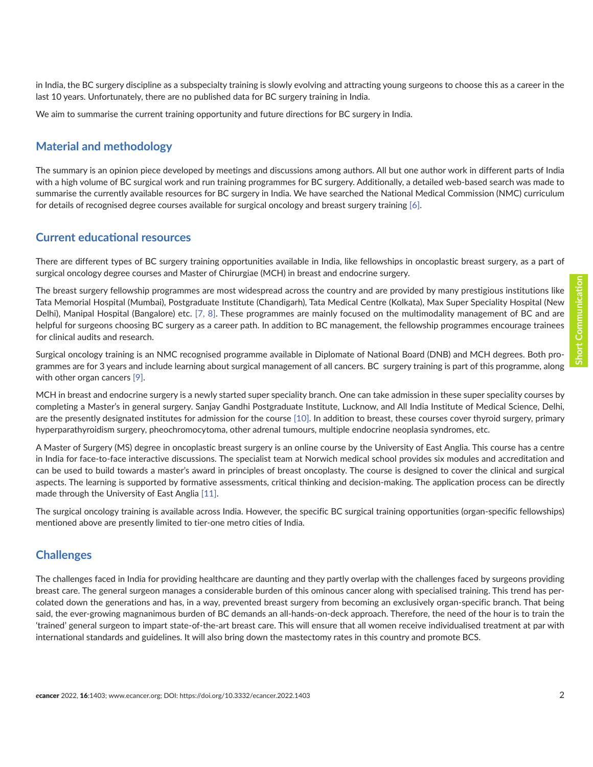in India, the BC surgery discipline as a subspecialty training is slowly evolving and attracting young surgeons to choose this as a career in the last 10 years. Unfortunately, there are no published data for BC surgery training in India.

We aim to summarise the current training opportunity and future directions for BC surgery in India.

## Material and methodology

The summary is an opinion piece developed by meetings and discussions among authors. All but one author work in different parts of India with a high volume of BC surgical work and run training programmes for BC surgery. Additionally, a detailed web-based search was made to summarise the currently available resources for BC surgery in India. We have searched the National Medical Commission (NMC) curriculum for details of recognised degree courses available for surgical oncology and breast surgery training [6].

## Current educational resources

There are different types of BC surgery training opportunities available in India, like fellowships in oncoplastic breast surgery, as a part of surgical oncology degree courses and Master of Chirurgiae (MCH) in breast and endocrine surgery.

The breast surgery fellowship programmes are most widespread across the country and are provided by many prestigious institutions like Tata Memorial Hospital (Mumbai), Postgraduate Institute (Chandigarh), Tata Medical Centre (Kolkata), Max Super Speciality Hospital (New Delhi), Manipal Hospital (Bangalore) etc. [7, 8]. These programmes are mainly focused on the multimodality management of BC and are helpful for surgeons choosing BC surgery as a career path. In addition to BC management, the fellowship programmes encourage trainees for clinical audits and research.

Surgical oncology training is an NMC recognised programme available in Diplomate of National Board (DNB) and MCH degrees. Both programmes are for 3 years and include learning about surgical management of all cancers. BC surgery training is part of this programme, along with other organ cancers [9].

MCH in breast and endocrine surgery is a newly started super speciality branch. One can take admission in these super speciality courses by completing a Master's in general surgery. Sanjay Gandhi Postgraduate Institute, Lucknow, and All India Institute of Medical Science, Delhi, are the presently designated institutes for admission for the course [10]. In addition to breast, these courses cover thyroid surgery, primary hyperparathyroidism surgery, pheochromocytoma, other adrenal tumours, multiple endocrine neoplasia syndromes, etc.

A Master of Surgery (MS) degree in oncoplastic breast surgery is an online course by the University of East Anglia. This course has a centre in India for face-to-face interactive discussions. The specialist team at Norwich medical school provides six modules and accreditation and can be used to build towards a master's award in principles of breast oncoplasty. The course is designed to cover the clinical and surgical aspects. The learning is supported by formative assessments, critical thinking and decision-making. The application process can be directly made through the University of East Anglia [11].

The surgical oncology training is available across India. However, the specific BC surgical training opportunities (organ-specific fellowships) mentioned above are presently limited to tier-one metro cities of India.

## Challenges

The challenges faced in India for providing healthcare are daunting and they partly overlap with the challenges faced by surgeons providing breast care. The general surgeon manages a considerable burden of this ominous cancer along with specialised training. This trend has percolated down the generations and has, in a way, prevented breast surgery from becoming an exclusively organ-specific branch. That being said, the ever-growing magnanimous burden of BC demands an all-hands-on-deck approach. Therefore, the need of the hour is to train the 'trained' general surgeon to impart state-of-the-art breast care. This will ensure that all women receive individualised treatment at par with international standards and guidelines. It will also bring down the mastectomy rates in this country and promote BCS.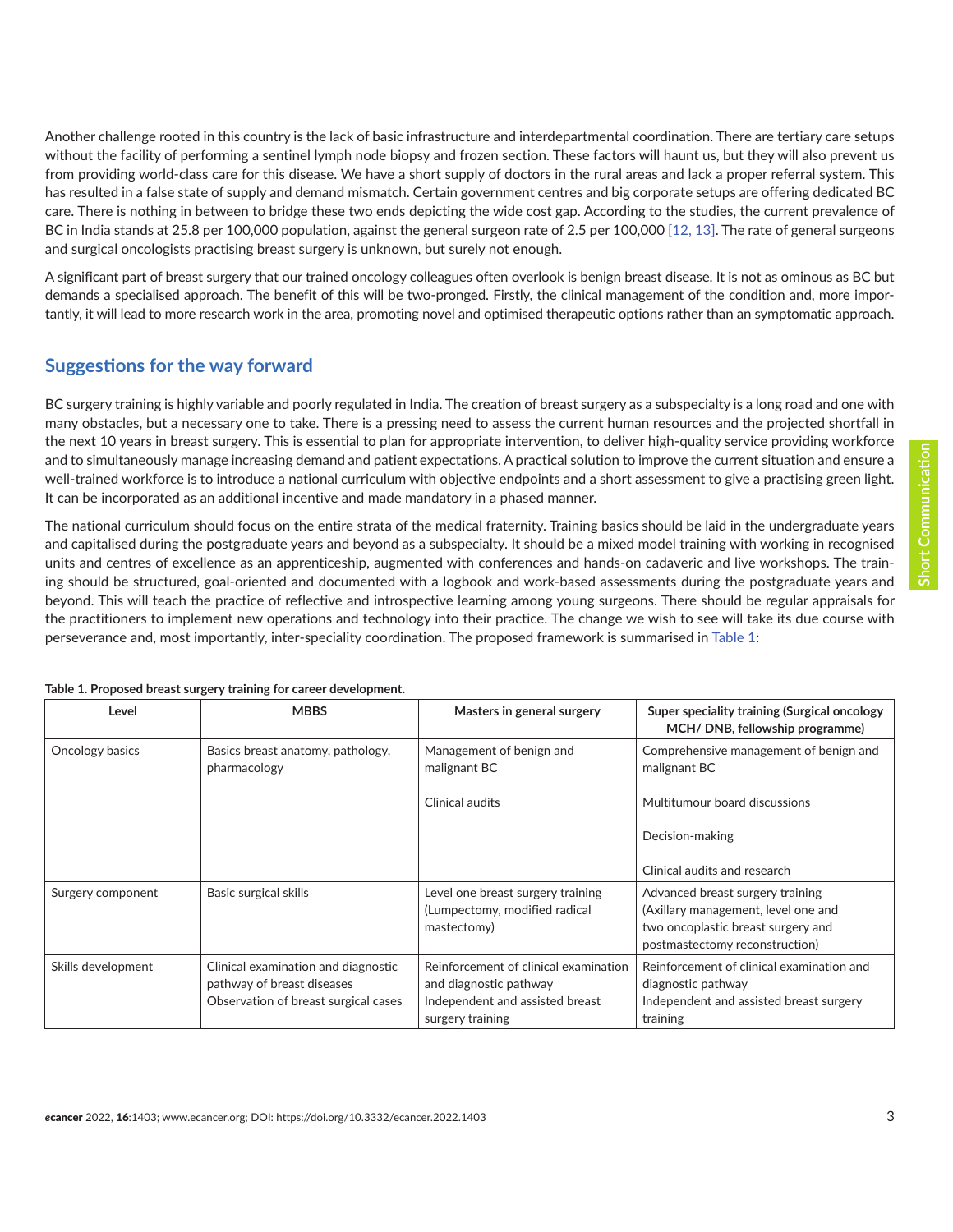Another challenge rooted in this country is the lack of basic infrastructure and interdepartmental coordination. There are tertiary care setups without the facility of performing a sentinel lymph node biopsy and frozen section. These factors will haunt us, but they will also prevent us from providing world-class care for this disease. We have a short supply of doctors in the rural areas and lack a proper referral system. This has resulted in a false state of supply and demand mismatch. Certain government centres and big corporate setups are offering dedicated BC care. There is nothing in between to bridge these two ends depicting the wide cost gap. According to the studies, the current prevalence of BC in India stands at 25.8 per 100,000 population, against the general surgeon rate of 2.5 per 100,000 [12, 13]. The rate of general surgeons and surgical oncologists practising breast surgery is unknown, but surely not enough.

A significant part of breast surgery that our trained oncology colleagues often overlook is benign breast disease. It is not as ominous as BC but demands a specialised approach. The benefit of this will be two-pronged. Firstly, the clinical management of the condition and, more importantly, it will lead to more research work in the area, promoting novel and optimised therapeutic options rather than an symptomatic approach.

## Suggestions for the way forward

BC surgery training is highly variable and poorly regulated in India. The creation of breast surgery as a subspecialty is a long road and one with many obstacles, but a necessary one to take. There is a pressing need to assess the current human resources and the projected shortfall in the next 10 years in breast surgery. This is essential to plan for appropriate intervention, to deliver high-quality service providing workforce and to simultaneously manage increasing demand and patient expectations. A practical solution to improve the current situation and ensure a well-trained workforce is to introduce a national curriculum with objective endpoints and a short assessment to give a practising green light. It can be incorporated as an additional incentive and made mandatory in a phased manner.

The national curriculum should focus on the entire strata of the medical fraternity. Training basics should be laid in the undergraduate years and capitalised during the postgraduate years and beyond as a subspecialty. It should be a mixed model training with working in recognised units and centres of excellence as an apprenticeship, augmented with conferences and hands-on cadaveric and live workshops. The training should be structured, goal-oriented and documented with a logbook and work-based assessments during the postgraduate years and beyond. This will teach the practice of reflective and introspective learning among young surgeons. There should be regular appraisals for the practitioners to implement new operations and technology into their practice. The change we wish to see will take its due course with perseverance and, most importantly, inter-speciality coordination. The proposed framework is summarised in Table 1:

**Table 1. Proposed breast surgery training for career development.**

| Level | MBBS | Masters in general surgery | Super speciality training (Surgical oncology MCH/ DNB, fellowship programme) |
|---|---|---|---|
| Oncology basics | Basics breast anatomy, pathology, pharmacology | Management of benign and malignant BC<br><br>Clinical audits | Comprehensive management of benign and malignant BC<br><br>Multitumour board discussions<br><br>Decision-making<br><br>Clinical audits and research |
| Surgery component | Basic surgical skills | Level one breast surgery training (Lumpectomy, modified radical mastectomy) | Advanced breast surgery training (Axillary management, level one and two oncoplastic breast surgery and postmastectomy reconstruction) |
| Skills development | Clinical examination and diagnostic pathway of breast diseases<br>Observation of breast surgical cases | Reinforcement of clinical examination and diagnostic pathway<br>Independent and assisted breast surgery training | Reinforcement of clinical examination and diagnostic pathway<br>Independent and assisted breast surgery training |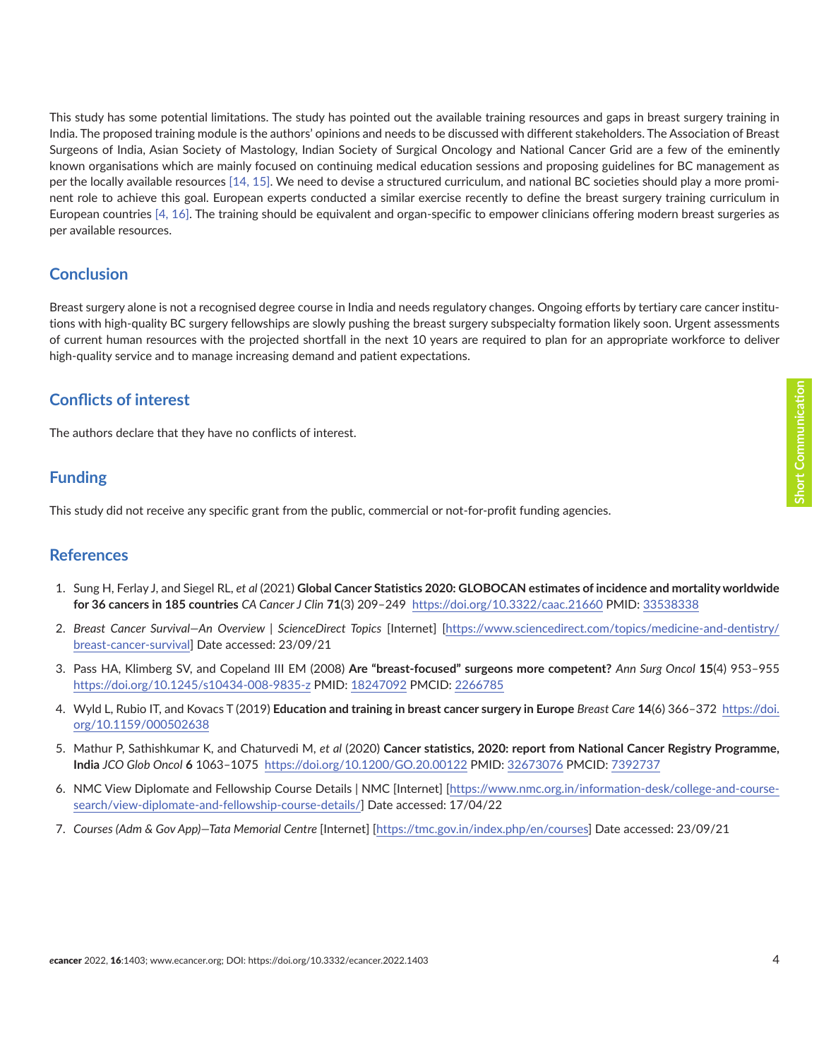This study has some potential limitations. The study has pointed out the available training resources and gaps in breast surgery training in India. The proposed training module is the authors' opinions and needs to be discussed with different stakeholders. The Association of Breast Surgeons of India, Asian Society of Mastology, Indian Society of Surgical Oncology and National Cancer Grid are a few of the eminently known organisations which are mainly focused on continuing medical education sessions and proposing guidelines for BC management as per the locally available resources [14, 15]. We need to devise a structured curriculum, and national BC societies should play a more prominent role to achieve this goal. European experts conducted a similar exercise recently to define the breast surgery training curriculum in European countries [4, 16]. The training should be equivalent and organ-specific to empower clinicians offering modern breast surgeries as per available resources.

## Conclusion

Breast surgery alone is not a recognised degree course in India and needs regulatory changes. Ongoing efforts by tertiary care cancer institutions with high-quality BC surgery fellowships are slowly pushing the breast surgery subspecialty formation likely soon. Urgent assessments of current human resources with the projected shortfall in the next 10 years are required to plan for an appropriate workforce to deliver high-quality service and to manage increasing demand and patient expectations.

## Conflicts of interest

The authors declare that they have no conflicts of interest.

## Funding

This study did not receive any specific grant from the public, commercial or not-for-profit funding agencies.

## References

1. Sung H, Ferlay J, and Siegel RL, *et al* (2021) **Global Cancer Statistics 2020: GLOBOCAN estimates of incidence and mortality worldwide for 36 cancers in 185 countries** *CA Cancer J Clin* **71**(3) 209–249 https://doi.org/10.3322/caac.21660 PMID: 33538338
2. *Breast Cancer Survival—An Overview | ScienceDirect Topics* [Internet] [https://www.sciencedirect.com/topics/medicine-and-dentistry/breast-cancer-survival] Date accessed: 23/09/21
3. Pass HA, Klimberg SV, and Copeland III EM (2008) **Are "breast-focused" surgeons more competent?** *Ann Surg Oncol* **15**(4) 953–955 https://doi.org/10.1245/s10434-008-9835-z PMID: 18247092 PMCID: 2266785
4. Wyld L, Rubio IT, and Kovacs T (2019) **Education and training in breast cancer surgery in Europe** *Breast Care* **14**(6) 366–372 https://doi.org/10.1159/000502638
5. Mathur P, Sathishkumar K, and Chaturvedi M, *et al* (2020) **Cancer statistics, 2020: report from National Cancer Registry Programme, India** *JCO Glob Oncol* **6** 1063–1075 https://doi.org/10.1200/GO.20.00122 PMID: 32673076 PMCID: 7392737
6. NMC View Diplomate and Fellowship Course Details | NMC [Internet] [https://www.nmc.org.in/information-desk/college-and-course-search/view-diplomate-and-fellowship-course-details/] Date accessed: 17/04/22
7. *Courses (Adm & Gov App)—Tata Memorial Centre* [Internet] [https://tmc.gov.in/index.php/en/courses] Date accessed: 23/09/21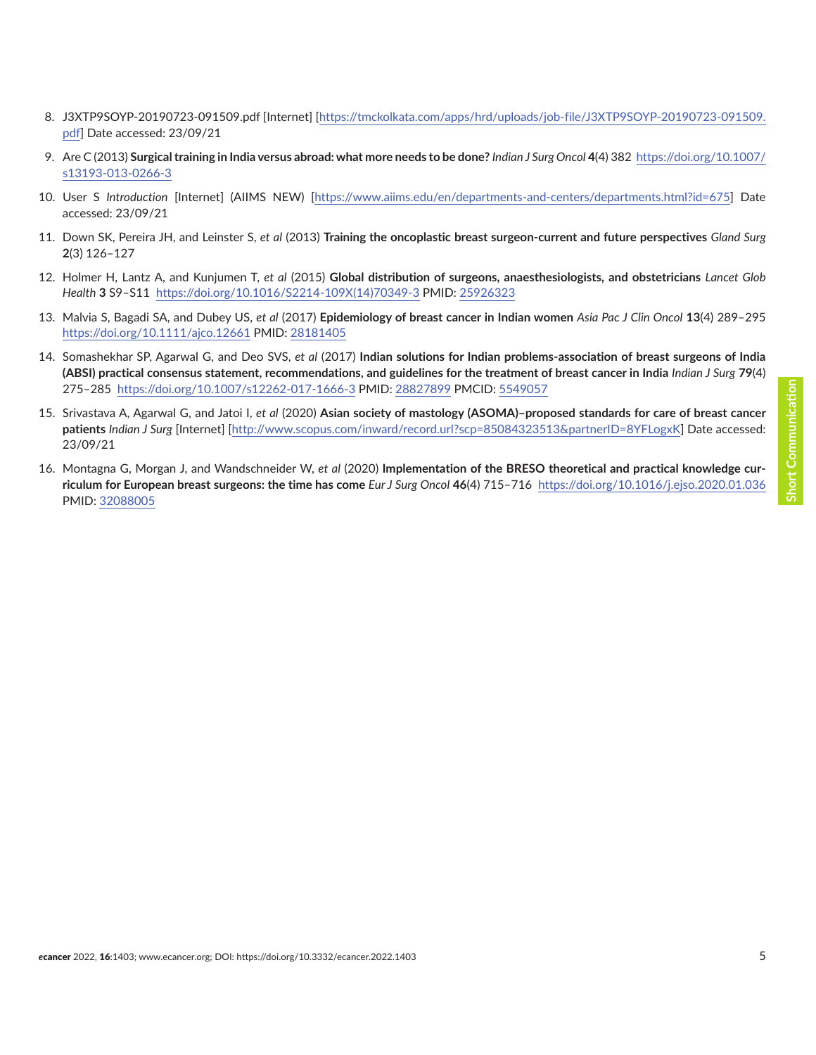8. J3XTP9SOYP-20190723-091509.pdf [Internet] [https://tmckolkata.com/apps/hrd/uploads/job-file/J3XTP9SOYP-20190723-091509.pdf] Date accessed: 23/09/21

9. Are C (2013) **Surgical training in India versus abroad: what more needs to be done?** *Indian J Surg Oncol* **4**(4) 382 https://doi.org/10.1007/s13193-013-0266-3

10. User S *Introduction* [Internet] (AIIMS NEW) [https://www.aiims.edu/en/departments-and-centers/departments.html?id=675] Date accessed: 23/09/21

11. Down SK, Pereira JH, and Leinster S, *et al* (2013) **Training the oncoplastic breast surgeon-current and future perspectives** *Gland Surg* **2**(3) 126–127

12. Holmer H, Lantz A, and Kunjumen T, *et al* (2015) **Global distribution of surgeons, anaesthesiologists, and obstetricians** *Lancet Glob Health* **3** S9–S11 https://doi.org/10.1016/S2214-109X(14)70349-3 PMID: 25926323

13. Malvia S, Bagadi SA, and Dubey US, *et al* (2017) **Epidemiology of breast cancer in Indian women** *Asia Pac J Clin Oncol* **13**(4) 289–295 https://doi.org/10.1111/ajco.12661 PMID: 28181405

14. Somashekhar SP, Agarwal G, and Deo SVS, *et al* (2017) **Indian solutions for Indian problems-association of breast surgeons of India (ABSI) practical consensus statement, recommendations, and guidelines for the treatment of breast cancer in India** *Indian J Surg* **79**(4) 275–285 https://doi.org/10.1007/s12262-017-1666-3 PMID: 28827899 PMCID: 5549057

15. Srivastava A, Agarwal G, and Jatoi I, *et al* (2020) **Asian society of mastology (ASOMA)–proposed standards for care of breast cancer patients** *Indian J Surg* [Internet] [http://www.scopus.com/inward/record.url?scp=85084323513&partnerID=8YFLogxK] Date accessed: 23/09/21

16. Montagna G, Morgan J, and Wandschneider W, *et al* (2020) **Implementation of the BRESO theoretical and practical knowledge curriculum for European breast surgeons: the time has come** *Eur J Surg Oncol* **46**(4) 715–716 https://doi.org/10.1016/j.ejso.2020.01.036 PMID: 32088005